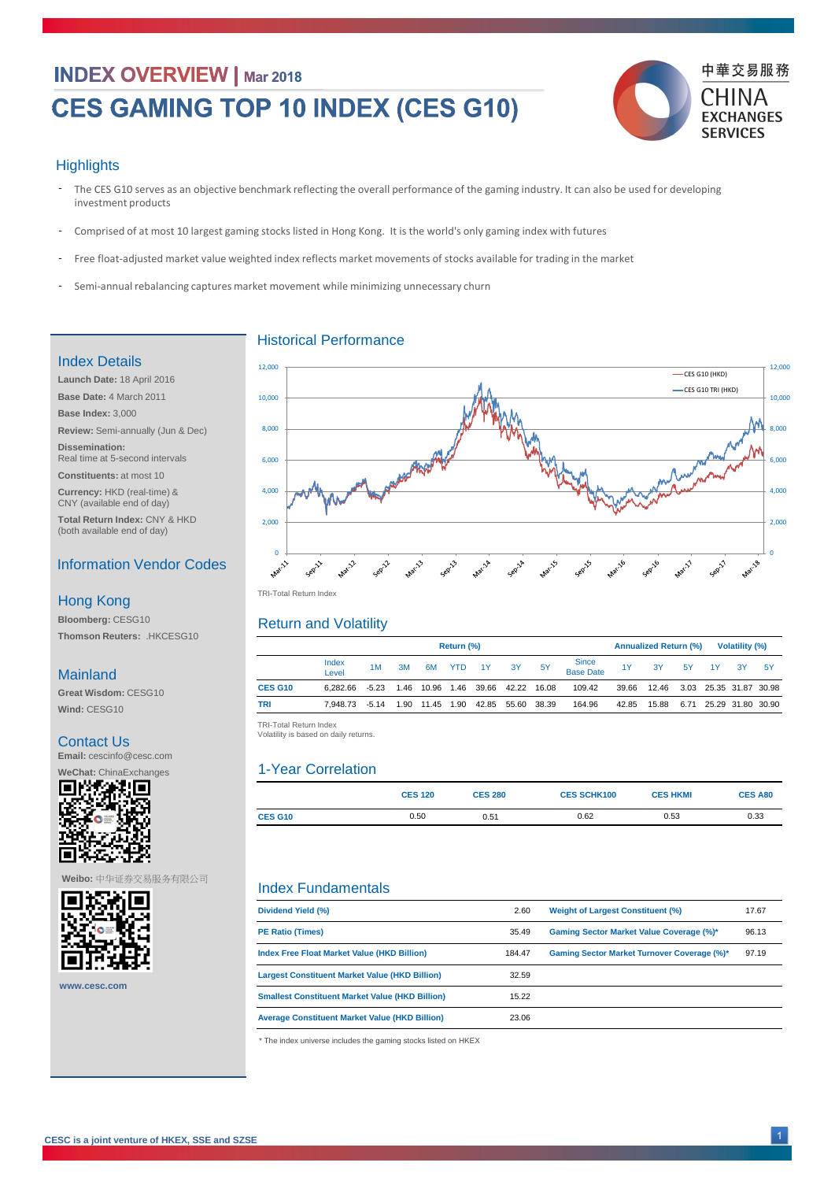# INDEX OVERVIEW | Mar 2018

# CES GAMING TOP 10 INDEX (CES G10)

中華交易服務 CHINA EXCHANGES SERVICES

## Highlights

- The CES G10 serves as an objective benchmark reflecting the overall performance of the gaming industry. It can also be used for developing investment products
- Comprised of at most 10 largest gaming stocks listed in Hong Kong. It is the world's only gaming index with futures
- Free float-adjusted market value weighted index reflects market movements of stocks available for trading in the market
- Semi-annual rebalancing captures market movement while minimizing unnecessary churn

## Index Details

**Launch Date:** 18 April 2016

**Base Date:** 4 March 2011

**Base Index:** 3,000

**Review:** Semi-annually (Jun & Dec)

**Dissemination:** Real time at 5-second intervals

**Constituents:** at most 10

**Currency:** HKD (real-time) & CNY (available end of day)

**Total Return Index:** CNY & HKD (both available end of day)

## Information Vendor Codes

### Hong Kong

**Bloomberg:** CESG10

**Thomson Reuters:** .HKCESG10

### Mainland

**Great Wisdom:** CESG10

**Wind:** CESG10

## Contact Us

**Email:** cescinfo@cesc.com

**WeChat:** ChinaExchanges

**Weibo:** 中华证券交易服务有限公司

www.cesc.com

## Historical Performance

TRI-Total Return Index

## Return and Volatility

| | Return (%) | | | | | | | | | Annualized Return (%) | | | Volatility (%) | | |
|---|---|---|---|---|---|---|---|---|---|---|---|---|---|---|---|
| | Index Level | 1M | 3M | 6M | YTD | 1Y | 3Y | 5Y | Since Base Date | 1Y | 3Y | 5Y | 1Y | 3Y | 5Y |
| **CES G10** | 6,282.66 | -5.23 | 1.46 | 10.96 | 1.46 | 39.66 | 42.22 | 16.08 | 109.42 | 39.66 | 12.46 | 3.03 | 25.35 | 31.87 | 30.98 |
| **TRI** | 7,948.73 | -5.14 | 1.90 | 11.45 | 1.90 | 42.85 | 55.60 | 38.39 | 164.96 | 42.85 | 15.88 | 6.71 | 25.29 | 31.80 | 30.90 |

TRI-Total Return Index
Volatility is based on daily returns.

## 1-Year Correlation

| | CES 120 | CES 280 | CES SCHK100 | CES HKMI | CES A80 |
|---|---|---|---|---|---|
| **CES G10** | 0.50 | 0.51 | 0.62 | 0.53 | 0.33 |

## Index Fundamentals

| | | | |
|---|---|---|---|
| **Dividend Yield (%)** | 2.60 | **Weight of Largest Constituent (%)** | 17.67 |
| **PE Ratio (Times)** | 35.49 | **Gaming Sector Market Value Coverage (%)*** | 96.13 |
| **Index Free Float Market Value (HKD Billion)** | 184.47 | **Gaming Sector Market Turnover Coverage (%)*** | 97.19 |
| **Largest Constituent Market Value (HKD Billion)** | 32.59 | | |
| **Smallest Constituent Market Value (HKD Billion)** | 15.22 | | |
| **Average Constituent Market Value (HKD Billion)** | 23.06 | | |

* The index universe includes the gaming stocks listed on HKEX

CESC is a joint venture of HKEX, SSE and SZSE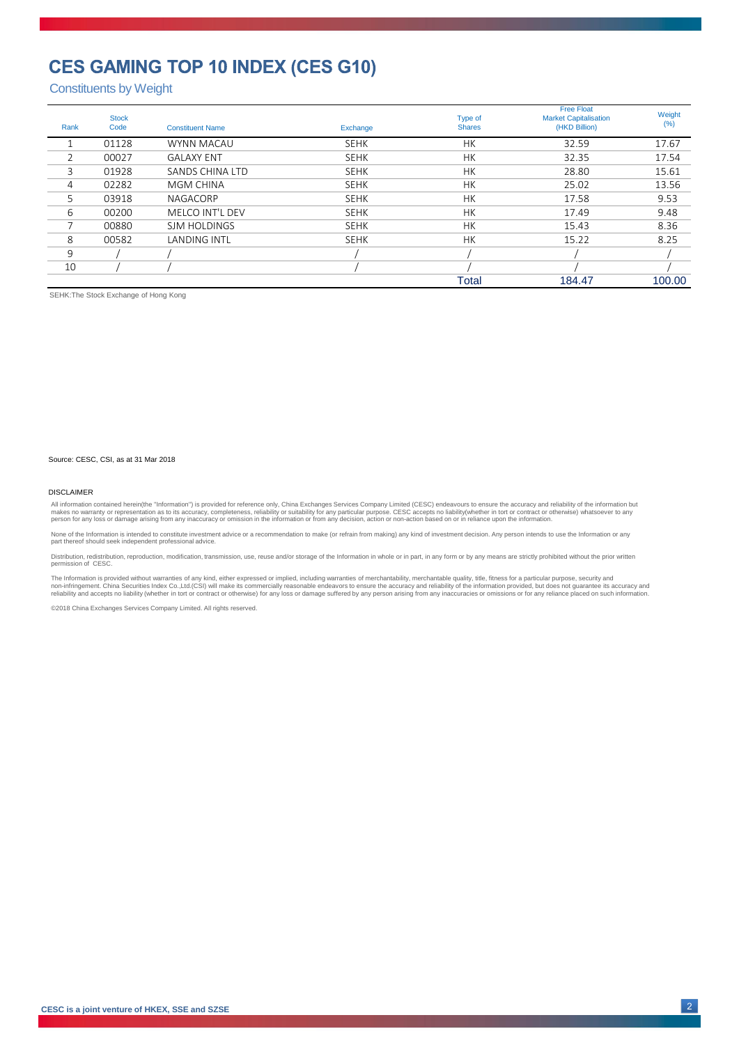# CES GAMING TOP 10 INDEX (CES G10)

## Constituents by Weight

| Rank | Stock Code | Constituent Name | Exchange | Type of Shares | Free Float Market Capitalisation (HKD Billion) | Weight (%) |
|---|---|---|---|---|---|---|
| 1 | 01128 | WYNN MACAU | SEHK | HK | 32.59 | 17.67 |
| 2 | 00027 | GALAXY ENT | SEHK | HK | 32.35 | 17.54 |
| 3 | 01928 | SANDS CHINA LTD | SEHK | HK | 28.80 | 15.61 |
| 4 | 02282 | MGM CHINA | SEHK | HK | 25.02 | 13.56 |
| 5 | 03918 | NAGACORP | SEHK | HK | 17.58 | 9.53 |
| 6 | 00200 | MELCO INT'L DEV | SEHK | HK | 17.49 | 9.48 |
| 7 | 00880 | SJM HOLDINGS | SEHK | HK | 15.43 | 8.36 |
| 8 | 00582 | LANDING INTL | SEHK | HK | 15.22 | 8.25 |
| 9 | / | / | / | / | / | / |
| 10 | / | / | / | / | / | / |
| | | | | Total | 184.47 | 100.00 |

SEHK:The Stock Exchange of Hong Kong

Source: CESC, CSI, as at 31 Mar 2018

DISCLAIMER

All information contained herein(the "Information") is provided for reference only, China Exchanges Services Company Limited (CESC) endeavours to ensure the accuracy and reliability of the information but makes no warranty or representation as to its accuracy, completeness, reliability or suitability for any particular purpose. CESC accepts no liability(whether in tort or contract or otherwise) whatsoever to any person for any loss or damage arising from any inaccuracy or omission in the information or from any decision, action or non-action based on or in reliance upon the information.

None of the Information is intended to constitute investment advice or a recommendation to make (or refrain from making) any kind of investment decision. Any person intends to use the Information or any part thereof should seek independent professional advice.

Distribution, redistribution, reproduction, modification, transmission, use, reuse and/or storage of the Information in whole or in part, in any form or by any means are strictly prohibited without the prior written permission of CESC.

The Information is provided without warranties of any kind, either expressed or implied, including warranties of merchantability, merchantable quality, title, fitness for a particular purpose, security and non-infringement. China Securities Index Co.,Ltd.(CSI) will make its commercially reasonable endeavors to ensure the accuracy and reliability of the information provided, but does not guarantee its accuracy and reliability and accepts no liability (whether in tort or contract or otherwise) for any loss or damage suffered by any person arising from any inaccuracies or omissions or for any reliance placed on such information.

©2018 China Exchanges Services Company Limited. All rights reserved.

**CESC is a joint venture of HKEX, SSE and SZSE**